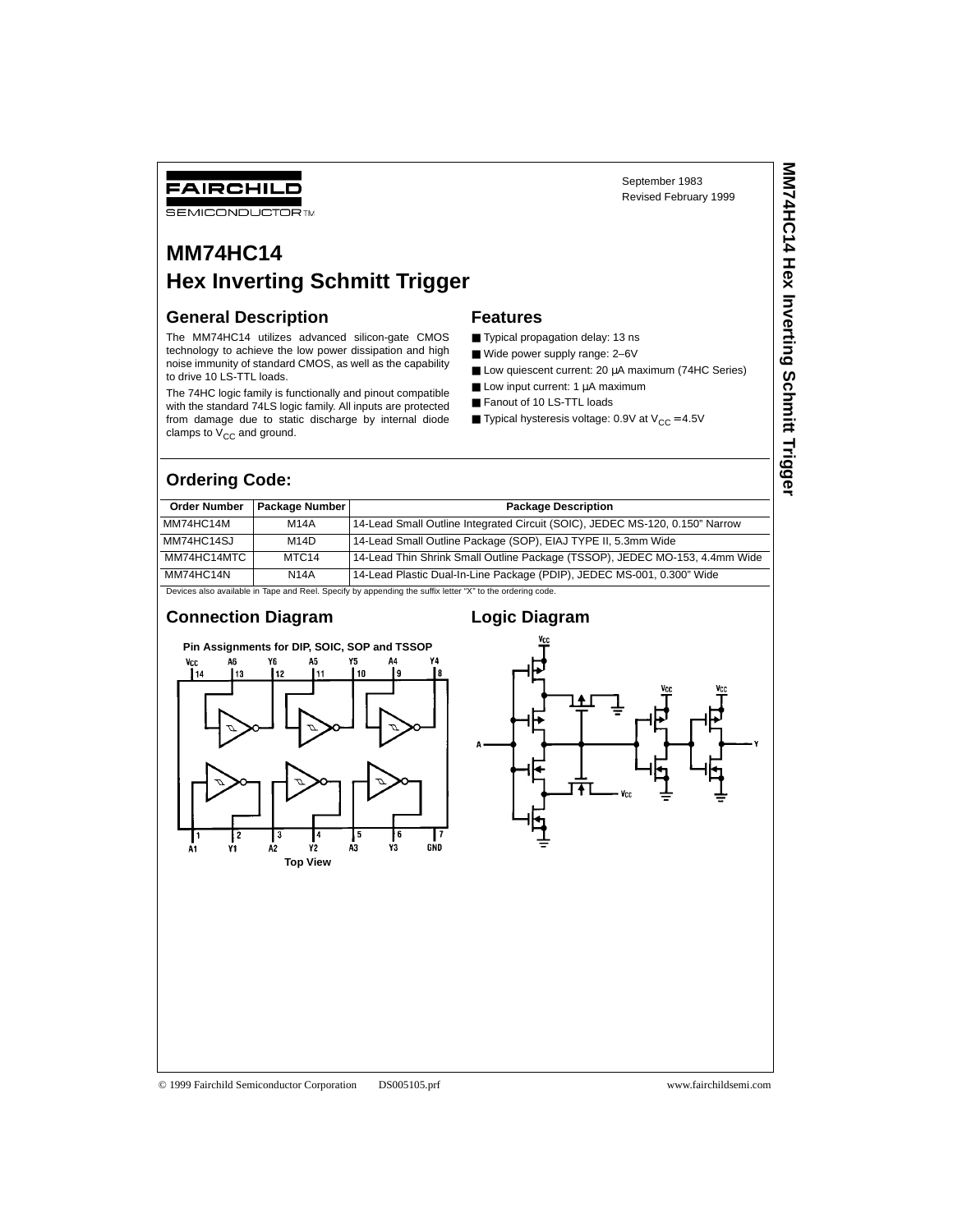FAIRCHILD SEMICONDUCTOR™

September 1983
Revised February 1999

# MM74HC14
# Hex Inverting Schmitt Trigger

## General Description

The MM74HC14 utilizes advanced silicon-gate CMOS technology to achieve the low power dissipation and high noise immunity of standard CMOS, as well as the capability to drive 10 LS-TTL loads.

The 74HC logic family is functionally and pinout compatible with the standard 74LS logic family. All inputs are protected from damage due to static discharge by internal diode clamps to $V_{CC}$ and ground.

## Features

- Typical propagation delay: 13 ns
- Wide power supply range: 2–6V
- Low quiescent current: 20 μA maximum (74HC Series)
- Low input current: 1 μA maximum
- Fanout of 10 LS-TTL loads
- Typical hysteresis voltage: 0.9V at $V_{CC}$ = 4.5V

## Ordering Code:

| Order Number | Package Number | Package Description |
|---|---|---|
| MM74HC14M | M14A | 14-Lead Small Outline Integrated Circuit (SOIC), JEDEC MS-120, 0.150" Narrow |
| MM74HC14SJ | M14D | 14-Lead Small Outline Package (SOP), EIAJ TYPE II, 5.3mm Wide |
| MM74HC14MTC | MTC14 | 14-Lead Thin Shrink Small Outline Package (TSSOP), JEDEC MO-153, 4.4mm Wide |
| MM74HC14N | N14A | 14-Lead Plastic Dual-In-Line Package (PDIP), JEDEC MS-001, 0.300" Wide |

Devices also available in Tape and Reel. Specify by appending the suffix letter "X" to the ordering code.

## Connection Diagram

Pin Assignments for DIP, SOIC, SOP and TSSOP

Top View

## Logic Diagram

© 1999 Fairchild Semiconductor Corporation DS005105.prf www.fairchildsemi.com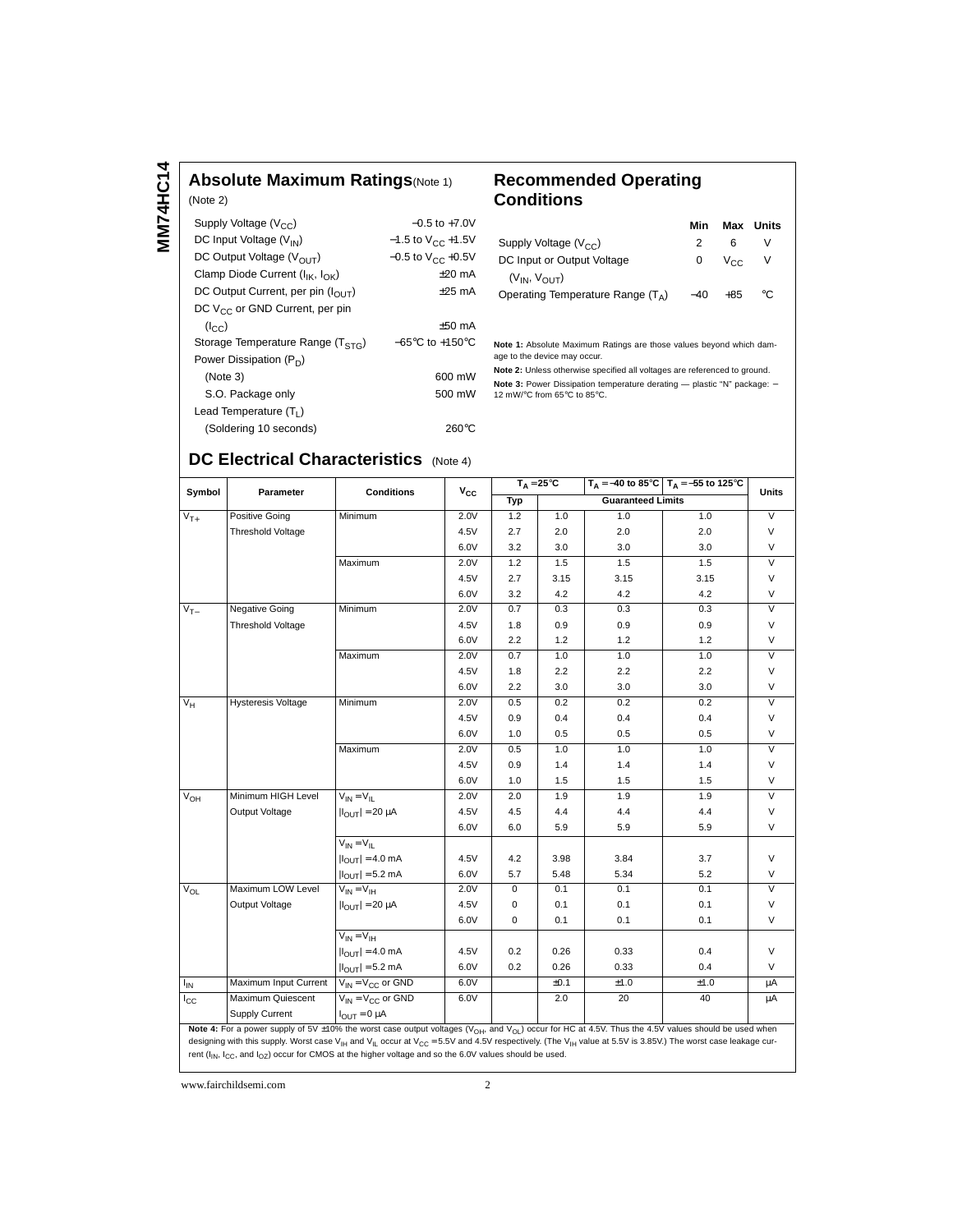## Absolute Maximum Ratings (Note 1)

(Note 2)

| | |
|---|---|
| Supply Voltage ($V_{CC}$) | −0.5 to +7.0V |
| DC Input Voltage ($V_{IN}$) | −1.5 to $V_{CC}$ +1.5V |
| DC Output Voltage ($V_{OUT}$) | −0.5 to $V_{CC}$ +0.5V |
| Clamp Diode Current ($I_{IK}$, $I_{OK}$) | ±20 mA |
| DC Output Current, per pin ($I_{OUT}$) | ±25 mA |
| DC $V_{CC}$ or GND Current, per pin ($I_{CC}$) | ±50 mA |
| Storage Temperature Range ($T_{STG}$) | −65°C to +150°C |
| Power Dissipation ($P_D$) | |
| (Note 3) | 600 mW |
| S.O. Package only | 500 mW |
| Lead Temperature ($T_L$) | |
| (Soldering 10 seconds) | 260°C |

## Recommended Operating Conditions

| | Min | Max | Units |
|---|---|---|---|
| Supply Voltage ($V_{CC}$) | 2 | 6 | V |
| DC Input or Output Voltage ($V_{IN}$, $V_{OUT}$) | 0 | $V_{CC}$ | V |
| Operating Temperature Range ($T_A$) | −40 | +85 | °C |

**Note 1:** Absolute Maximum Ratings are those values beyond which damage to the device may occur.

**Note 2:** Unless otherwise specified all voltages are referenced to ground.

**Note 3:** Power Dissipation temperature derating — plastic "N" package: −12 mW/°C from 65°C to 85°C.

## DC Electrical Characteristics (Note 4)

| Symbol | Parameter | Conditions | $V_{CC}$ | $T_A$ = 25°C | | $T_A$ = −40 to 85°C | $T_A$ = −55 to 125°C | Units |
|---|---|---|---|---|---|---|---|---|
| | | | | Typ | Guaranteed Limits | | | |
| $V_{T+}$ | Positive Going Threshold Voltage | Minimum | 2.0V | 1.2 | 1.0 | 1.0 | 1.0 | V |
| | | | 4.5V | 2.7 | 2.0 | 2.0 | 2.0 | V |
| | | | 6.0V | 3.2 | 3.0 | 3.0 | 3.0 | V |
| | | Maximum | 2.0V | 1.2 | 1.5 | 1.5 | 1.5 | V |
| | | | 4.5V | 2.7 | 3.15 | 3.15 | 3.15 | V |
| | | | 6.0V | 3.2 | 4.2 | 4.2 | 4.2 | V |
| $V_{T-}$ | Negative Going Threshold Voltage | Minimum | 2.0V | 0.7 | 0.3 | 0.3 | 0.3 | V |
| | | | 4.5V | 1.8 | 0.9 | 0.9 | 0.9 | V |
| | | | 6.0V | 2.2 | 1.2 | 1.2 | 1.2 | V |
| | | Maximum | 2.0V | 0.7 | 1.0 | 1.0 | 1.0 | V |
| | | | 4.5V | 1.8 | 2.2 | 2.2 | 2.2 | V |
| | | | 6.0V | 2.2 | 3.0 | 3.0 | 3.0 | V |
| $V_H$ | Hysteresis Voltage | Minimum | 2.0V | 0.5 | 0.2 | 0.2 | 0.2 | V |
| | | | 4.5V | 0.9 | 0.4 | 0.4 | 0.4 | V |
| | | | 6.0V | 1.0 | 0.5 | 0.5 | 0.5 | V |
| | | Maximum | 2.0V | 0.5 | 1.0 | 1.0 | 1.0 | V |
| | | | 4.5V | 0.9 | 1.4 | 1.4 | 1.4 | V |
| | | | 6.0V | 1.0 | 1.5 | 1.5 | 1.5 | V |
| $V_{OH}$ | Minimum HIGH Level Output Voltage | $V_{IN} = V_{IL}$, $\|I_{OUT}\| = 20\ \mu A$ | 2.0V | 2.0 | 1.9 | 1.9 | 1.9 | V |
| | | | 4.5V | 4.5 | 4.4 | 4.4 | 4.4 | V |
| | | | 6.0V | 6.0 | 5.9 | 5.9 | 5.9 | V |
| | | $V_{IN} = V_{IL}$, $\|I_{OUT}\| = 4.0$ mA | 4.5V | 4.2 | 3.98 | 3.84 | 3.7 | V |
| | | $\|I_{OUT}\| = 5.2$ mA | 6.0V | 5.7 | 5.48 | 5.34 | 5.2 | V |
| $V_{OL}$ | Maximum LOW Level Output Voltage | $V_{IN} = V_{IH}$, $\|I_{OUT}\| = 20\ \mu A$ | 2.0V | 0 | 0.1 | 0.1 | 0.1 | V |
| | | | 4.5V | 0 | 0.1 | 0.1 | 0.1 | V |
| | | | 6.0V | 0 | 0.1 | 0.1 | 0.1 | V |
| | | $V_{IN} = V_{IH}$, $\|I_{OUT}\| = 4.0$ mA | 4.5V | 0.2 | 0.26 | 0.33 | 0.4 | V |
| | | $\|I_{OUT}\| = 5.2$ mA | 6.0V | 0.2 | 0.26 | 0.33 | 0.4 | V |
| $I_{IN}$ | Maximum Input Current | $V_{IN} = V_{CC}$ or GND | 6.0V | | ±0.1 | ±1.0 | ±1.0 | μA |
| $I_{CC}$ | Maximum Quiescent Supply Current | $V_{IN} = V_{CC}$ or GND, $I_{OUT} = 0\ \mu A$ | 6.0V | | 2.0 | 20 | 40 | μA |

**Note 4:** For a power supply of 5V ±10% the worst case output voltages ($V_{OH}$, and $V_{OL}$) occur for HC at 4.5V. Thus the 4.5V values should be used when designing with this supply. Worst case $V_{IH}$ and $V_{IL}$ occur at $V_{CC}$ = 5.5V and 4.5V respectively. (The $V_{IH}$ value at 5.5V is 3.85V.) The worst case leakage current ($I_{IN}$, $I_{CC}$, and $I_{OZ}$) occur for CMOS at the higher voltage and so the 6.0V values should be used.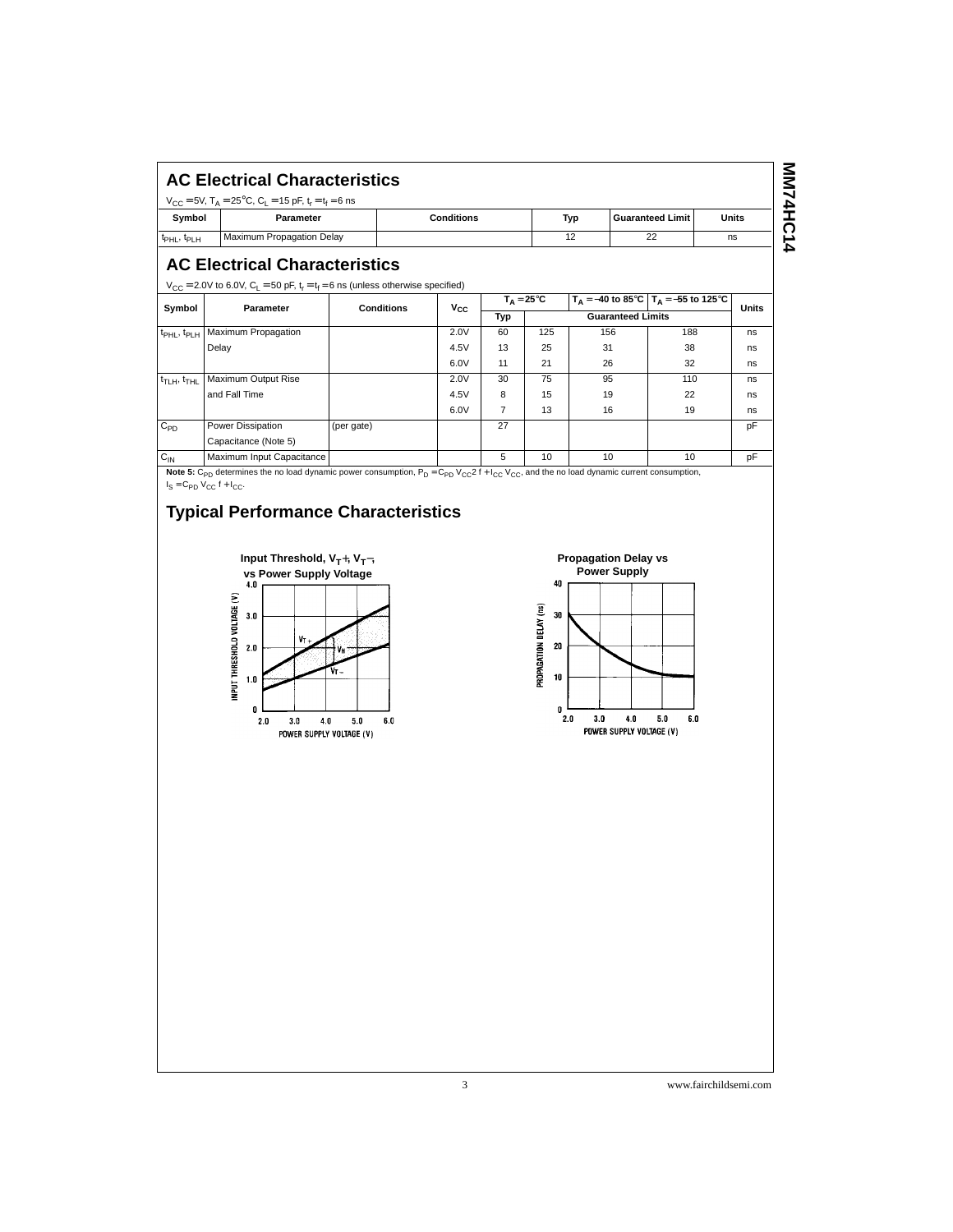## AC Electrical Characteristics

$V_{CC} = 5V$, $T_A = 25°C$, $C_L = 15$ pF, $t_r = t_f = 6$ ns

| Symbol | Parameter | Conditions | Typ | Guaranteed Limit | Units |
|---|---|---|---|---|---|
| $t_{PHL}$, $t_{PLH}$ | Maximum Propagation Delay | | 12 | 22 | ns |

## AC Electrical Characteristics

$V_{CC} = 2.0V$ to $6.0V$, $C_L = 50$ pF, $t_r = t_f = 6$ ns (unless otherwise specified)

| Symbol | Parameter | Conditions | $V_{CC}$ | $T_A = 25°C$ | | $T_A = -40$ to $85°C$ | $T_A = -55$ to $125°C$ | Units |
|---|---|---|---|---|---|---|---|---|
| | | | | Typ | Guaranteed Limits | | | |
| $t_{PHL}$, $t_{PLH}$ | Maximum Propagation Delay | | 2.0V | 60 | 125 | 156 | 188 | ns |
| | | | 4.5V | 13 | 25 | 31 | 38 | ns |
| | | | 6.0V | 11 | 21 | 26 | 32 | ns |
| $t_{TLH}$, $t_{THL}$ | Maximum Output Rise and Fall Time | | 2.0V | 30 | 75 | 95 | 110 | ns |
| | | | 4.5V | 8 | 15 | 19 | 22 | ns |
| | | | 6.0V | 7 | 13 | 16 | 19 | ns |
| $C_{PD}$ | Power Dissipation Capacitance (Note 5) | (per gate) | | 27 | | | | pF |
| $C_{IN}$ | Maximum Input Capacitance | | | 5 | 10 | 10 | 10 | pF |

**Note 5:** $C_{PD}$ determines the no load dynamic power consumption, $P_D = C_{PD} V_{CC}^2 f + I_{CC} V_{CC}$, and the no load dynamic current consumption, $I_S = C_{PD} V_{CC} f + I_{CC}$.

## Typical Performance Characteristics

**Input Threshold, $V_T+$, $V_T-$, vs Power Supply Voltage**

**Propagation Delay vs Power Supply**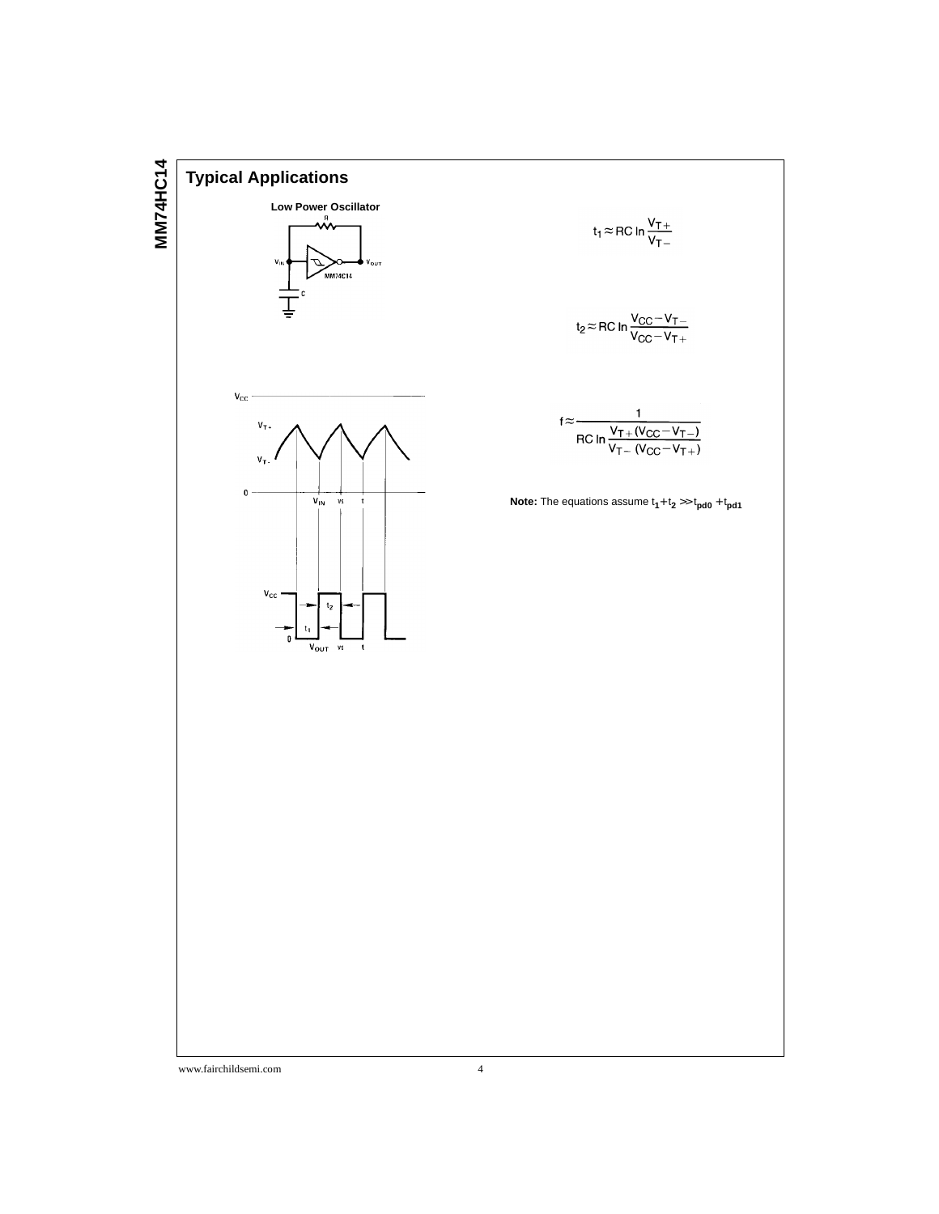## Typical Applications

**Low Power Oscillator**

$$t_1 \approx RC \ln \frac{V_{T+}}{V_{T-}}$$

$$t_2 \approx RC \ln \frac{V_{CC} - V_{T-}}{V_{CC} - V_{T+}}$$

$$f \approx \frac{1}{RC \ln \frac{V_{T+} (V_{CC} - V_{T-})}{V_{T-} (V_{CC} - V_{T+})}}$$

**Note:** The equations assume $t_1 + t_2 >> t_{pd0} + t_{pd1}$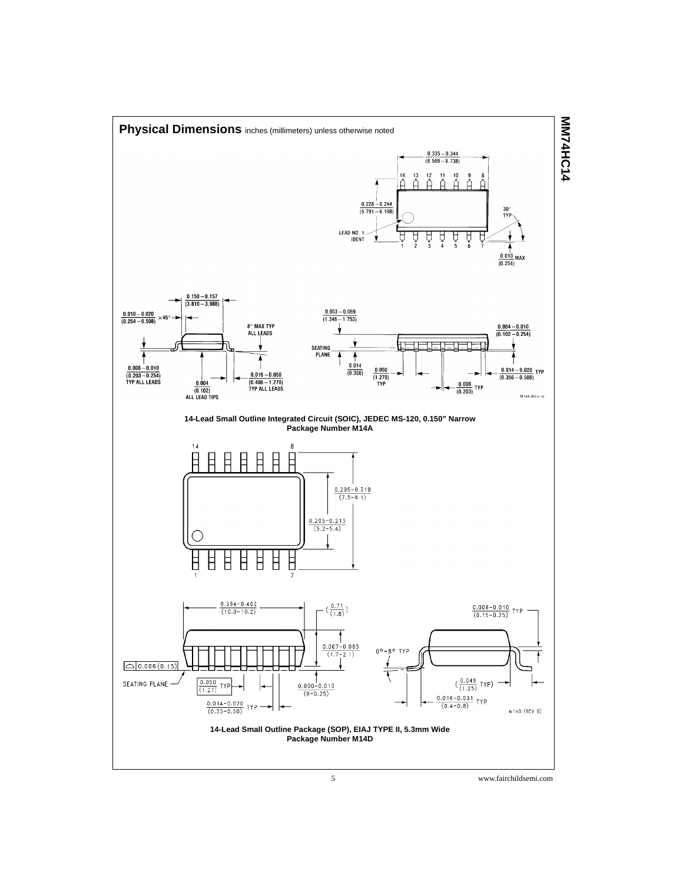## Physical Dimensions inches (millimeters) unless otherwise noted

0.335 – 0.344 (8.509 – 8.738)

14 13 12 11 10 9 8

0.228 – 0.244 (5.791 – 6.198)

30° TYP

LEAD NO. 1 IDENT

1 2 3 4 5 6 7

0.010 MAX (0.254)

0.150 – 0.157 (3.810 – 3.988)

0.010 – 0.020 (0.254 – 0.508) × 45°

8° MAX TYP ALL LEADS

0.008 – 0.010 (0.203 – 0.254) TYP ALL LEADS

0.004 (0.102) ALL LEAD TIPS

0.016 – 0.050 (0.406 – 1.270) TYP ALL LEADS

0.053 – 0.069 (1.346 – 1.753)

0.004 – 0.010 (0.102 – 0.254)

SEATING PLANE

0.014 (0.356)

0.050 (1.270) TYP

0.014 – 0.020 TYP (0.356 – 0.508)

0.008 (0.203) TYP

M14A (REV H)

**14-Lead Small Outline Integrated Circuit (SOIC), JEDEC MS-120, 0.150" Narrow Package Number M14A**

14 8

0.295–0.319 (7.5–8.1)

0.205–0.213 (5.2–5.4)

1 7

0.394–0.402 (10.0–10.2)

(0.71 / 1.8)

0.067–0.083 (1.7–2.1)

0.006 (0.15)

SEATING PLANE

0.050 (1.27) TYP

0.000–0.010 (0–0.25)

0.014–0.020 (0.35–0.50) TYP

0.006–0.010 (0.15–0.25) TYP

0°–8° TYP

(0.049 (1.25) TYP)

0.016–0.031 (0.4–0.8) TYP

M14D (REV B)

**14-Lead Small Outline Package (SOP), EIAJ TYPE II, 5.3mm Wide Package Number M14D**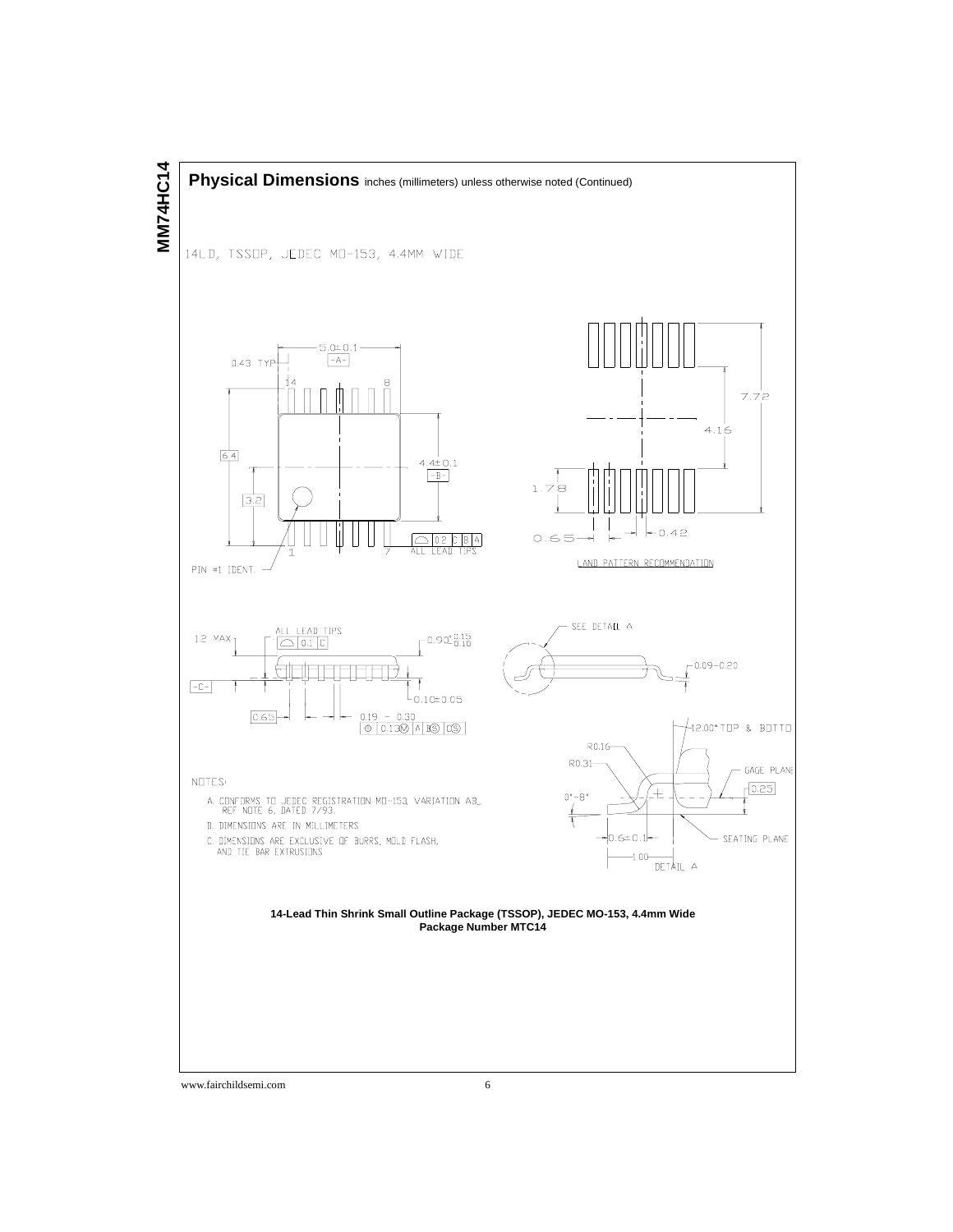## Physical Dimensions inches (millimeters) unless otherwise noted (Continued)

14LD, TSSOP, JEDEC MO-153, 4.4MM WIDE

NOTES:

A. CONFORMS TO JEDEC REGISTRATION MO-153, VARIATION AB, REF NOTE 6, DATED 7/93

B. DIMENSIONS ARE IN MILLIMETERS

C. DIMENSIONS ARE EXCLUSIVE OF BURRS, MOLD FLASH, AND TIE BAR EXTRUSIONS

**14-Lead Thin Shrink Small Outline Package (TSSOP), JEDEC MO-153, 4.4mm Wide**
**Package Number MTC14**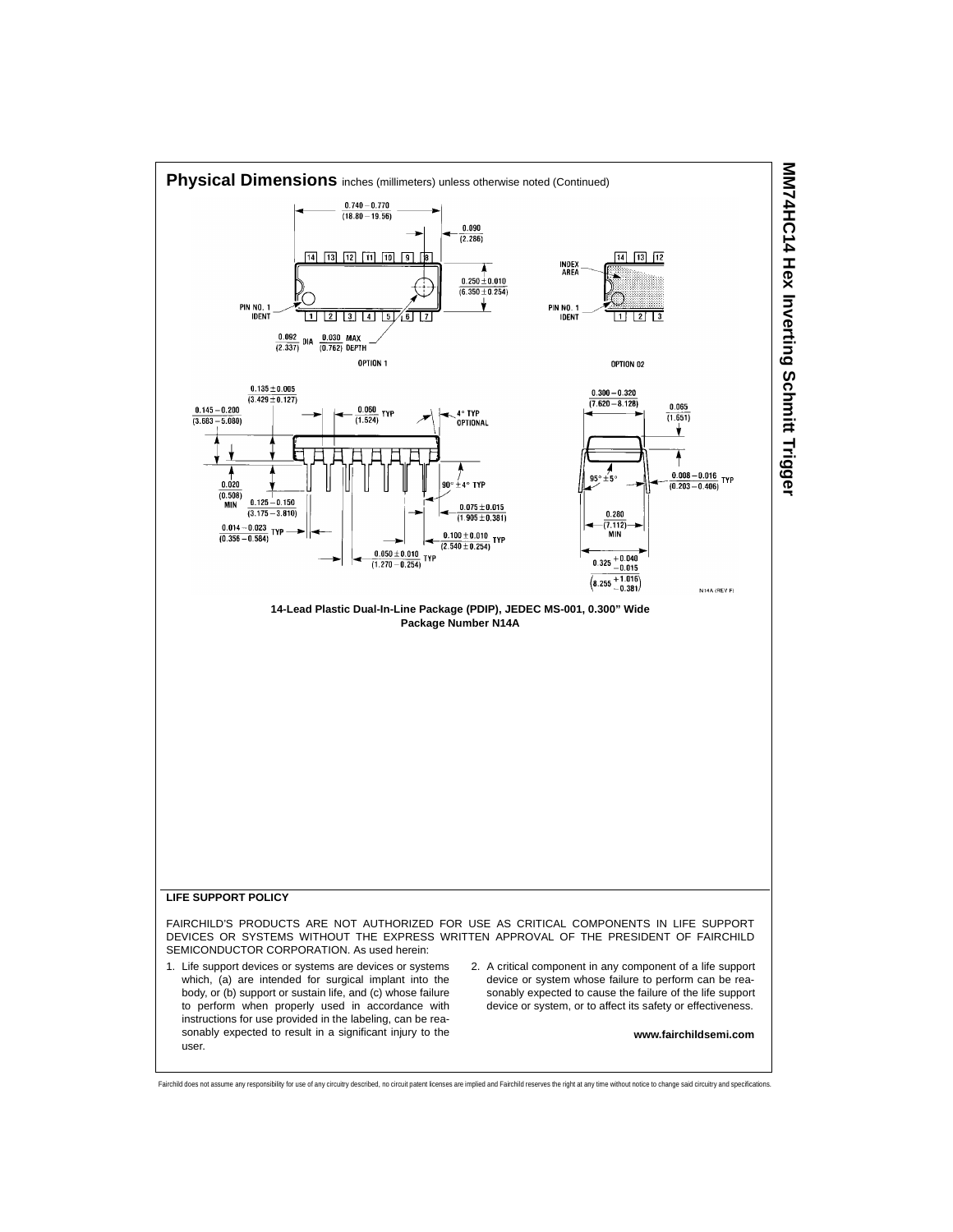## Physical Dimensions inches (millimeters) unless otherwise noted (Continued)

0.740 – 0.770
(18.80 – 19.56)

0.090
(2.286)

14 13 12 11 10 9 8

0.250 ± 0.010
(6.350 ± 0.254)

PIN NO. 1
IDENT

1 2 3 4 5 6 7

0.092 DIA
(2.337)

0.030 MAX
(0.762) DEPTH

OPTION 1

INDEX
AREA

14 13 12

PIN NO. 1
IDENT

1 2 3

OPTION 02

0.135 ± 0.005
(3.429 ± 0.127)

0.145 – 0.200
(3.683 – 5.080)

0.060 TYP
(1.524)

4° TYP
OPTIONAL

0.020
(0.508)
MIN

0.125 – 0.150
(3.175 – 3.810)

90° ± 4° TYP

0.075 ± 0.015
(1.905 ± 0.381)

0.014 – 0.023 TYP
(0.356 – 0.584)

0.100 ± 0.010 TYP
(2.540 ± 0.254)

0.050 ± 0.010 TYP
(1.270 – 0.254)

0.300 – 0.320
(7.620 – 8.128)

0.065
(1.651)

95° ± 5°

0.008 – 0.016 TYP
(0.203 – 0.406)

0.280
(7.112)
MIN

0.325 +0.040 −0.015
(8.255 +1.016 −0.381)

N14A (REV F)

**14-Lead Plastic Dual-In-Line Package (PDIP), JEDEC MS-001, 0.300" Wide**
**Package Number N14A**

### LIFE SUPPORT POLICY

FAIRCHILD'S PRODUCTS ARE NOT AUTHORIZED FOR USE AS CRITICAL COMPONENTS IN LIFE SUPPORT DEVICES OR SYSTEMS WITHOUT THE EXPRESS WRITTEN APPROVAL OF THE PRESIDENT OF FAIRCHILD SEMICONDUCTOR CORPORATION. As used herein:

1. Life support devices or systems are devices or systems which, (a) are intended for surgical implant into the body, or (b) support or sustain life, and (c) whose failure to perform when properly used in accordance with instructions for use provided in the labeling, can be reasonably expected to result in a significant injury to the user.
2. A critical component in any component of a life support device or system whose failure to perform can be reasonably expected to cause the failure of the life support device or system, or to affect its safety or effectiveness.

**www.fairchildsemi.com**

Fairchild does not assume any responsibility for use of any circuitry described, no circuit patent licenses are implied and Fairchild reserves the right at any time without notice to change said circuitry and specifications.